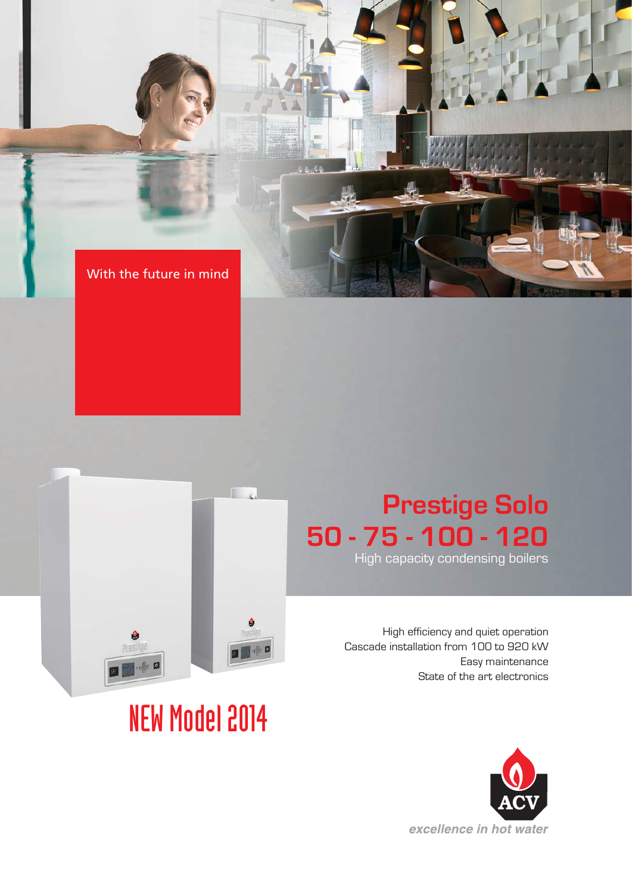With the future in mind

# Prestige Solo

## 50 - 75 - 100 - 120

High capacity condensing boilers

High efficiency and quiet operation
Cascade installation from 100 to 920 kW
Easy maintenance
State of the art electronics

NEW Model 2014

ACV

*excellence in hot water*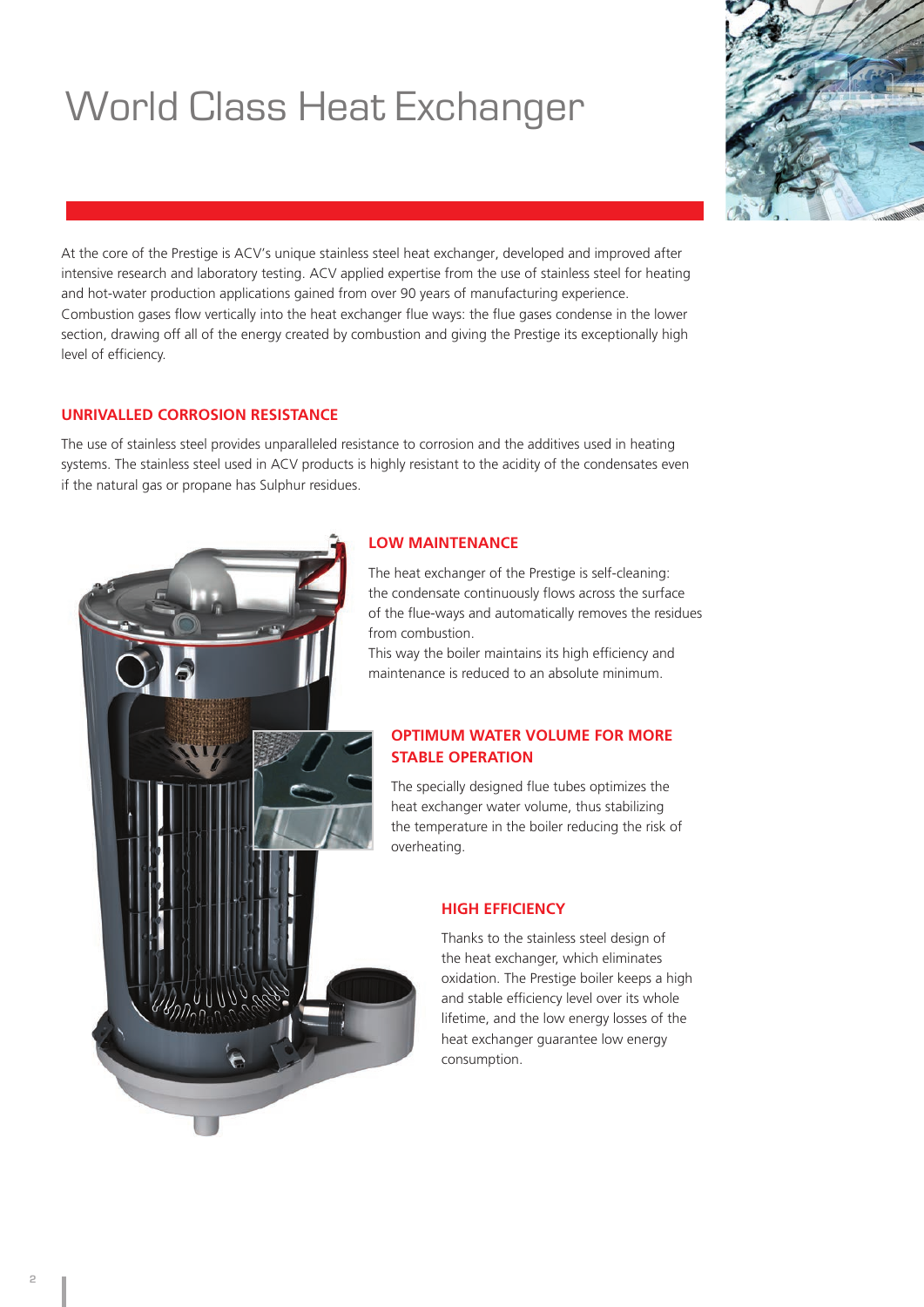# World Class Heat Exchanger

At the core of the Prestige is ACV's unique stainless steel heat exchanger, developed and improved after intensive research and laboratory testing. ACV applied expertise from the use of stainless steel for heating and hot-water production applications gained from over 90 years of manufacturing experience.
Combustion gases flow vertically into the heat exchanger flue ways: the flue gases condense in the lower section, drawing off all of the energy created by combustion and giving the Prestige its exceptionally high level of efficiency.

## UNRIVALLED CORROSION RESISTANCE

The use of stainless steel provides unparalleled resistance to corrosion and the additives used in heating systems. The stainless steel used in ACV products is highly resistant to the acidity of the condensates even if the natural gas or propane has Sulphur residues.

## LOW MAINTENANCE

The heat exchanger of the Prestige is self-cleaning: the condensate continuously flows across the surface of the flue-ways and automatically removes the residues from combustion.
This way the boiler maintains its high efficiency and maintenance is reduced to an absolute minimum.

## OPTIMUM WATER VOLUME FOR MORE STABLE OPERATION

The specially designed flue tubes optimizes the heat exchanger water volume, thus stabilizing the temperature in the boiler reducing the risk of overheating.

## HIGH EFFICIENCY

Thanks to the stainless steel design of the heat exchanger, which eliminates oxidation. The Prestige boiler keeps a high and stable efficiency level over its whole lifetime, and the low energy losses of the heat exchanger guarantee low energy consumption.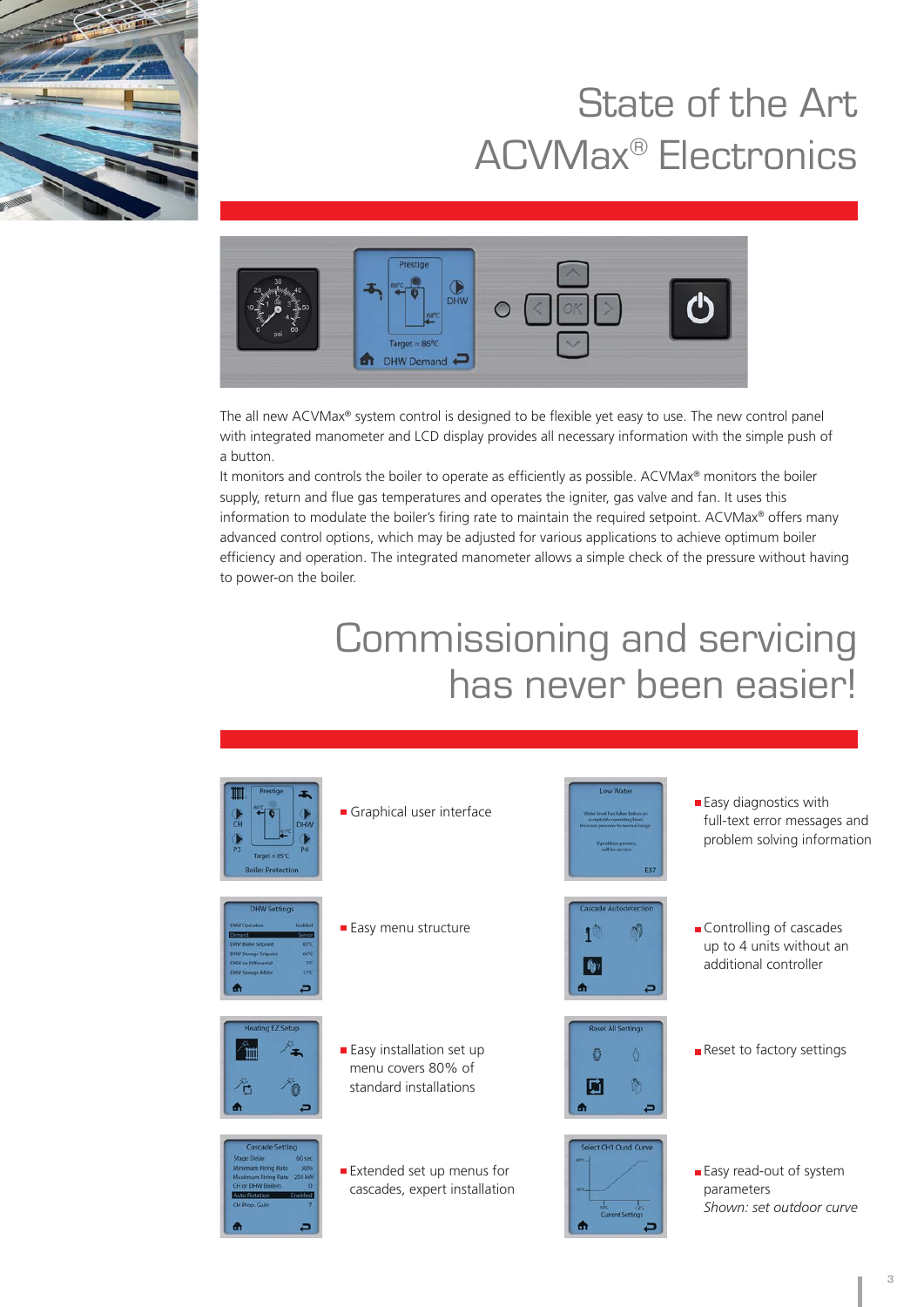# State of the Art ACVMax® Electronics

The all new ACVMax® system control is designed to be flexible yet easy to use. The new control panel with integrated manometer and LCD display provides all necessary information with the simple push of a button.

It monitors and controls the boiler to operate as efficiently as possible. ACVMax® monitors the boiler supply, return and flue gas temperatures and operates the igniter, gas valve and fan. It uses this information to modulate the boiler's firing rate to maintain the required setpoint. ACVMax® offers many advanced control options, which may be adjusted for various applications to achieve optimum boiler efficiency and operation. The integrated manometer allows a simple check of the pressure without having to power-on the boiler.

# Commissioning and servicing has never been easier!

- Graphical user interface
- Easy diagnostics with full-text error messages and problem solving information
- Easy menu structure
- Controlling of cascades up to 4 units without an additional controller
- Easy installation set up menu covers 80% of standard installations
- Reset to factory settings
- Extended set up menus for cascades, expert installation
- Easy read-out of system parameters
  *Shown: set outdoor curve*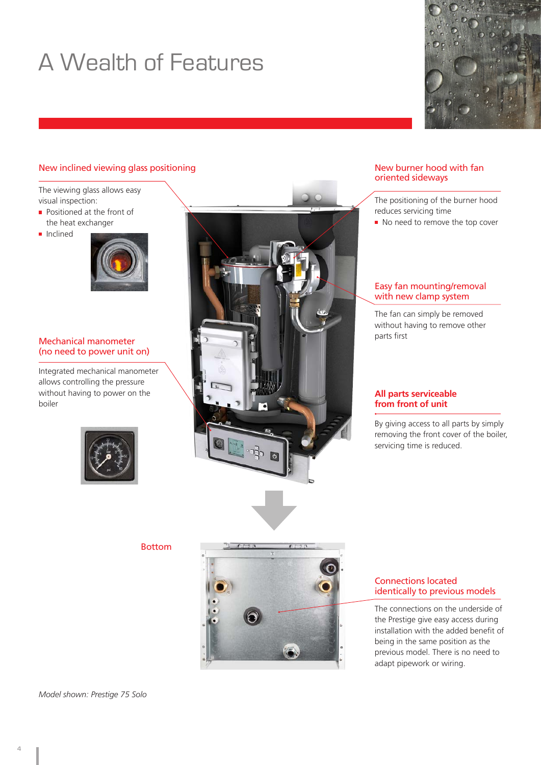# A Wealth of Features

## New inclined viewing glass positioning

The viewing glass allows easy visual inspection:

- Positioned at the front of the heat exchanger
- Inclined

## Mechanical manometer (no need to power unit on)

Integrated mechanical manometer allows controlling the pressure without having to power on the boiler

## New burner hood with fan oriented sideways

The positioning of the burner hood reduces servicing time

- No need to remove the top cover

## Easy fan mounting/removal with new clamp system

The fan can simply be removed without having to remove other parts first

## All parts serviceable from front of unit

By giving access to all parts by simply removing the front cover of the boiler, servicing time is reduced.

Bottom

## Connections located identically to previous models

The connections on the underside of the Prestige give easy access during installation with the added benefit of being in the same position as the previous model. There is no need to adapt pipework or wiring.

*Model shown: Prestige 75 Solo*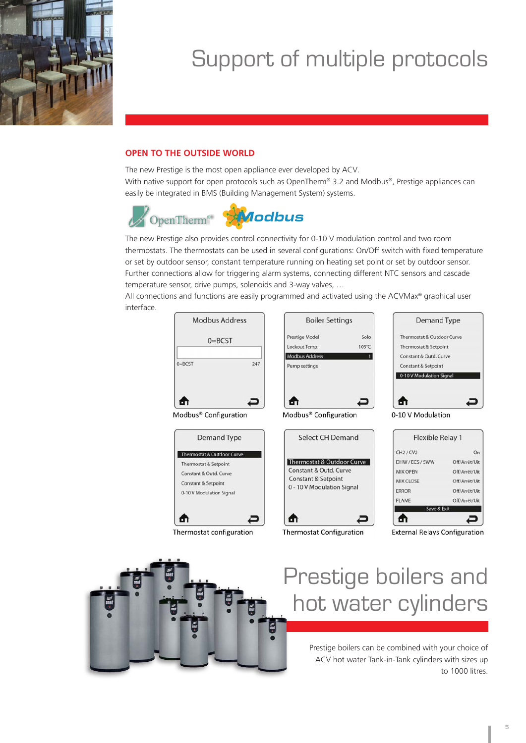# Support of multiple protocols

## OPEN TO THE OUTSIDE WORLD

The new Prestige is the most open appliance ever developed by ACV.
With native support for open protocols such as OpenTherm® 3.2 and Modbus®, Prestige appliances can easily be integrated in BMS (Building Management System) systems.

The new Prestige also provides control connectivity for 0-10 V modulation control and two room thermostats. The thermostats can be used in several configurations: On/Off switch with fixed temperature or set by outdoor sensor, constant temperature running on heating set point or set by outdoor sensor. Further connections allow for triggering alarm systems, connecting different NTC sensors and cascade temperature sensor, drive pumps, solenoids and 3-way valves, …
All connections and functions are easily programmed and activated using the ACVMax® graphical user interface.

Modbus® Configuration

Modbus® Configuration

0-10 V Modulation

Thermostat configuration

Thermostat Configuration

External Relays Configuration

# Prestige boilers and hot water cylinders

Prestige boilers can be combined with your choice of ACV hot water Tank-in-Tank cylinders with sizes up to 1000 litres.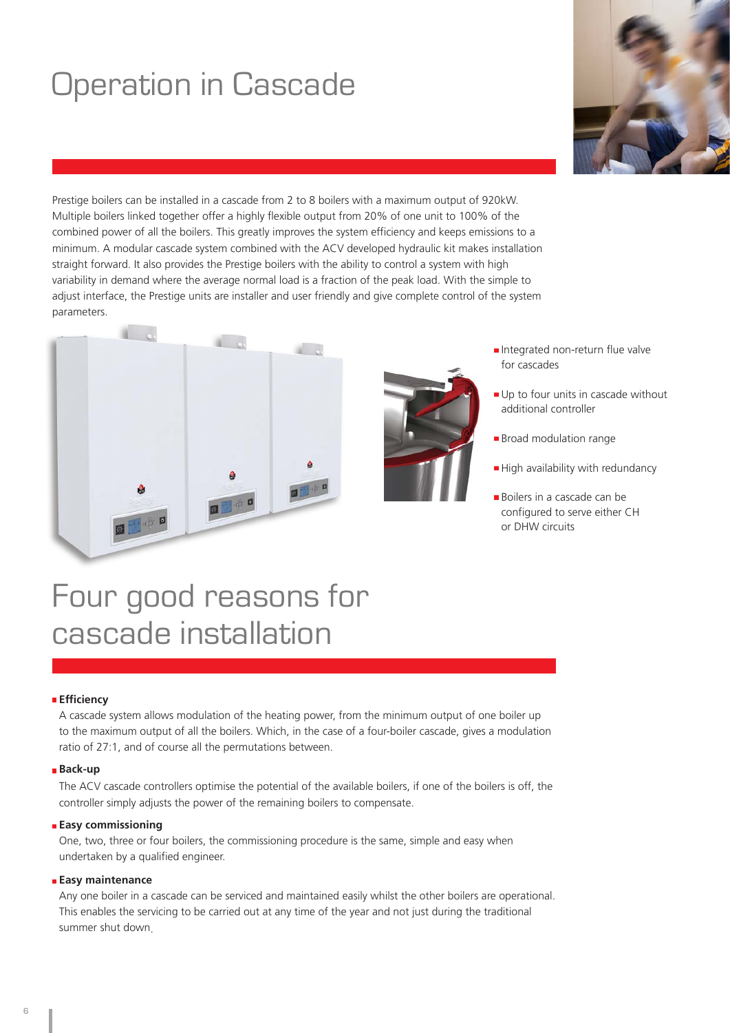# Operation in Cascade

Prestige boilers can be installed in a cascade from 2 to 8 boilers with a maximum output of 920kW. Multiple boilers linked together offer a highly flexible output from 20% of one unit to 100% of the combined power of all the boilers. This greatly improves the system efficiency and keeps emissions to a minimum. A modular cascade system combined with the ACV developed hydraulic kit makes installation straight forward. It also provides the Prestige boilers with the ability to control a system with high variability in demand where the average normal load is a fraction of the peak load. With the simple to adjust interface, the Prestige units are installer and user friendly and give complete control of the system parameters.

- Integrated non-return flue valve for cascades
- Up to four units in cascade without additional controller
- Broad modulation range
- High availability with redundancy
- Boilers in a cascade can be configured to serve either CH or DHW circuits

# Four good reasons for cascade installation

- **Efficiency**

  A cascade system allows modulation of the heating power, from the minimum output of one boiler up to the maximum output of all the boilers. Which, in the case of a four-boiler cascade, gives a modulation ratio of 27:1, and of course all the permutations between.

- **Back-up**

  The ACV cascade controllers optimise the potential of the available boilers, if one of the boilers is off, the controller simply adjusts the power of the remaining boilers to compensate.

- **Easy commissioning**

  One, two, three or four boilers, the commissioning procedure is the same, simple and easy when undertaken by a qualified engineer.

- **Easy maintenance**

  Any one boiler in a cascade can be serviced and maintained easily whilst the other boilers are operational. This enables the servicing to be carried out at any time of the year and not just during the traditional summer shut down.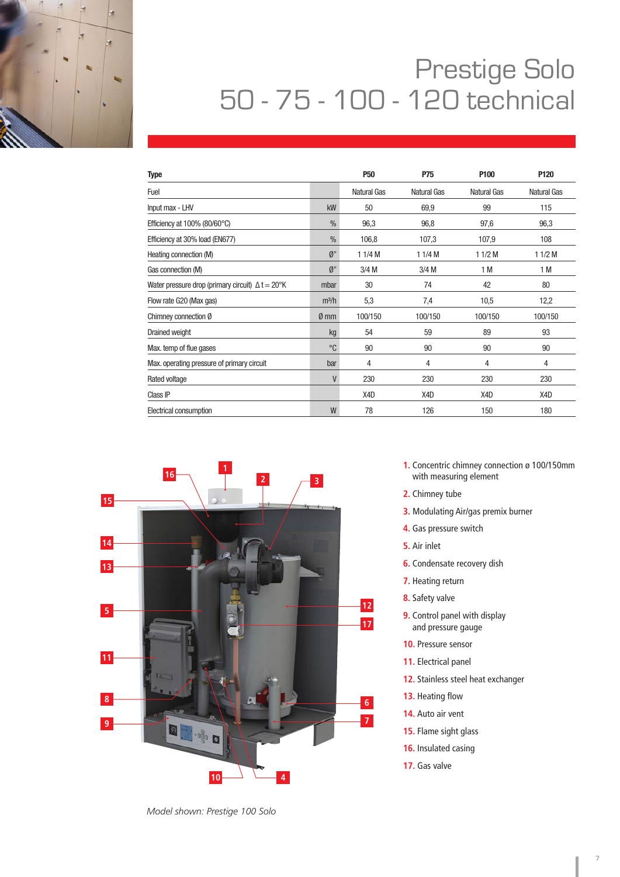# Prestige Solo
# 50 - 75 - 100 - 120 technical

| Type | | P50 | P75 | P100 | P120 |
|---|---|---|---|---|---|
| Fuel | | Natural Gas | Natural Gas | Natural Gas | Natural Gas |
| Input max - LHV | kW | 50 | 69,9 | 99 | 115 |
| Efficiency at 100% (80/60°C) | % | 96,3 | 96,8 | 97,6 | 96,3 |
| Efficiency at 30% load (EN677) | % | 106,8 | 107,3 | 107,9 | 108 |
| Heating connection (M) | Ø" | 1 1/4 M | 1 1/4 M | 1 1/2 M | 1 1/2 M |
| Gas connection (M) | Ø" | 3/4 M | 3/4 M | 1 M | 1 M |
| Water pressure drop (primary circuit) Δ t = 20°K | mbar | 30 | 74 | 42 | 80 |
| Flow rate G20 (Max gas) | m³/h | 5,3 | 7,4 | 10,5 | 12,2 |
| Chimney connection Ø | Ø mm | 100/150 | 100/150 | 100/150 | 100/150 |
| Drained weight | kg | 54 | 59 | 89 | 93 |
| Max. temp of flue gases | °C | 90 | 90 | 90 | 90 |
| Max. operating pressure of primary circuit | bar | 4 | 4 | 4 | 4 |
| Rated voltage | V | 230 | 230 | 230 | 230 |
| Class IP | | X4D | X4D | X4D | X4D |
| Electrical consumption | W | 78 | 126 | 150 | 180 |

1. Concentric chimney connection ø 100/150mm with measuring element
2. Chimney tube
3. Modulating Air/gas premix burner
4. Gas pressure switch
5. Air inlet
6. Condensate recovery dish
7. Heating return
8. Safety valve
9. Control panel with display and pressure gauge
10. Pressure sensor
11. Electrical panel
12. Stainless steel heat exchanger
13. Heating flow
14. Auto air vent
15. Flame sight glass
16. Insulated casing
17. Gas valve

*Model shown: Prestige 100 Solo*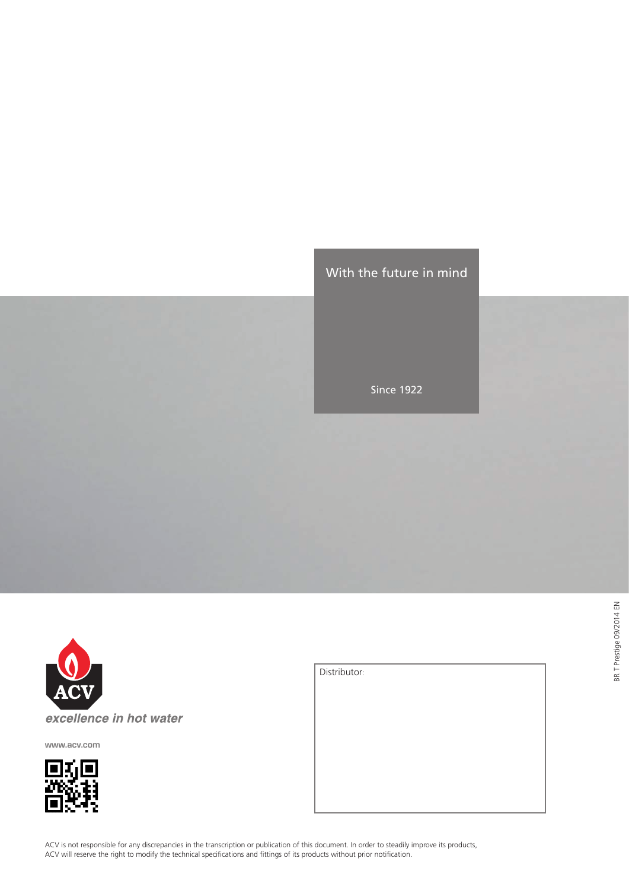With the future in mind

Since 1922

ACV

*excellence in hot water*

www.acv.com

Distributor:

BR T Prestige 09/2014 EN

ACV is not responsible for any discrepancies in the transcription or publication of this document. In order to steadily improve its products, ACV will reserve the right to modify the technical specifications and fittings of its products without prior notification.